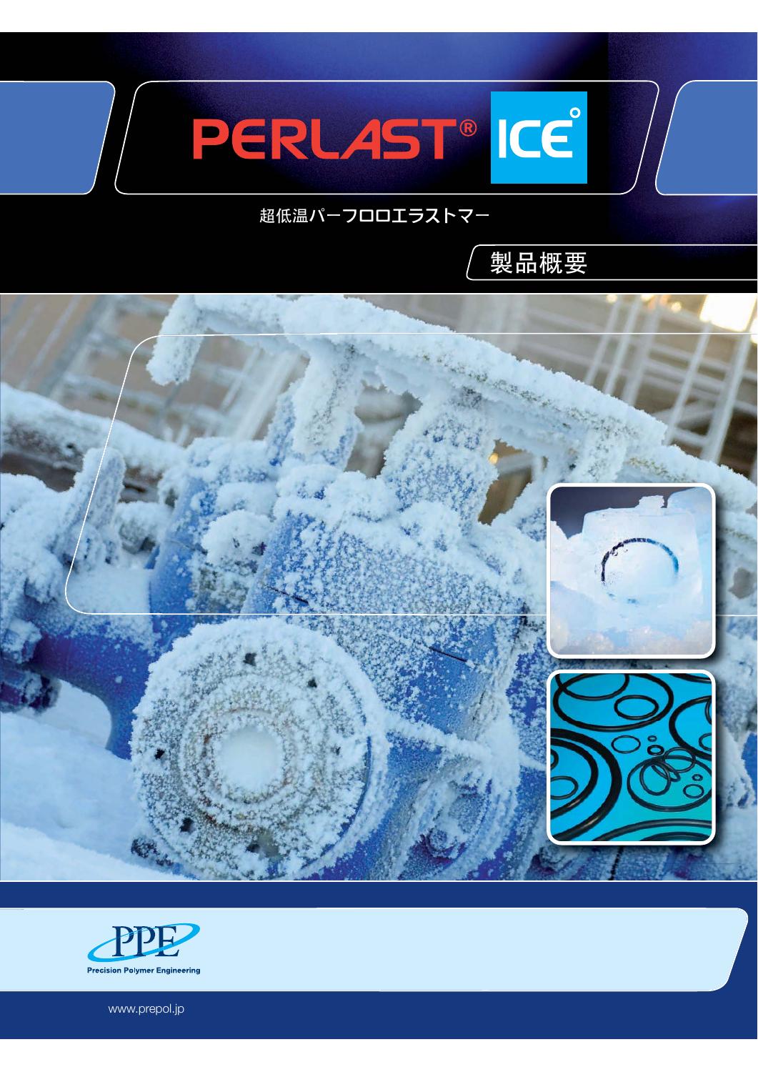# PERLAST® ICE°

超低温パーフロロエラストマー

## 製品概要

PPE
Precision Polymer Engineering

www.prepol.jp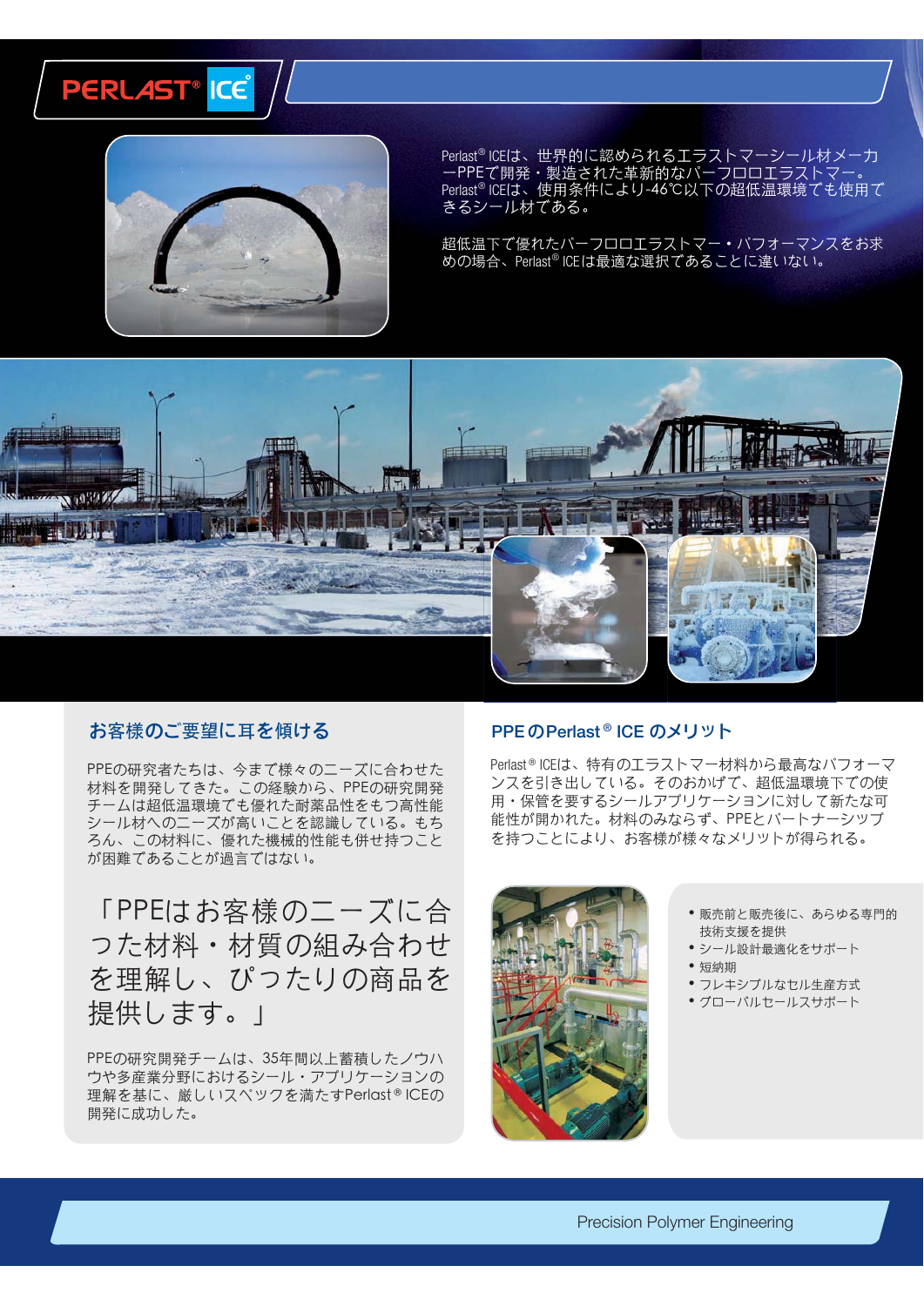# PERLAST® ICE

Perlast® ICEは、世界的に認められるエラストマーシール材メーカーPPEで開発・製造された革新的なパーフロロエラストマー。Perlast® ICEは、使用条件により-46℃以下の超低温環境でも使用できるシール材である。

超低温下で優れたパーフロロエラストマー・パフォーマンスをお求めの場合、Perlast® ICEは最適な選択であることに違いない。

## お客様のご要望に耳を傾ける

PPEの研究者たちは、今まで様々のニーズに合わせた材料を開発してきた。この経験から、PPEの研究開発チームは超低温環境でも優れた耐薬品性をもつ高性能シール材へのニーズが高いことを認識している。もちろん、この材料に、優れた機械的性能も併せ持つことが困難であることが過言ではない。

「PPEはお客様のニーズに合った材料・材質の組み合わせを理解し、ぴったりの商品を提供します。」

PPEの研究開発チームは、35年間以上蓄積したノウハウや多産業分野におけるシール・アプリケーションの理解を基に、厳しいスペックを満たすPerlast® ICEの開発に成功した。

## PPEのPerlast® ICEのメリット

Perlast® ICEは、特有のエラストマー材料から最高なパフォーマンスを引き出している。そのおかげで、超低温環境下での使用・保管を要するシールアプリケーションに対して新たな可能性が開かれた。材料のみならず、PPEとパートナーシップを持つことにより、お客様が様々なメリットが得られる。

- 販売前と販売後に、あらゆる専門的技術支援を提供
- シール設計最適化をサポート
- 短納期
- フレキシブルなセル生産方式
- グローバルセールスサポート

Precision Polymer Engineering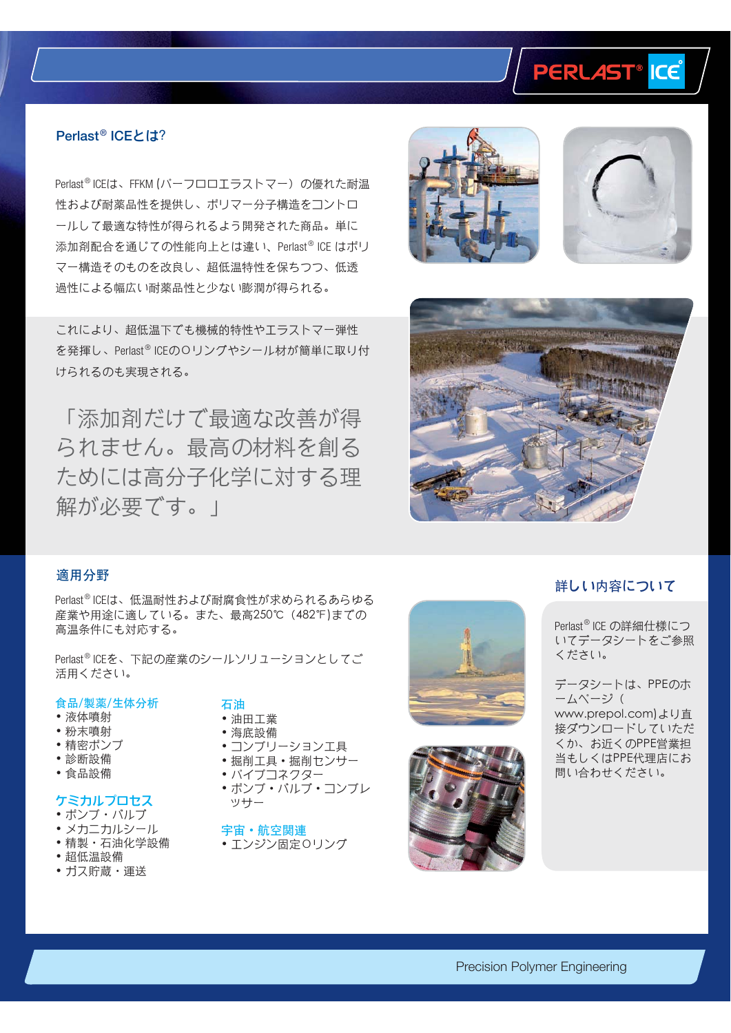## Perlast® ICEとは?

Perlast® ICEは、FFKM(パーフロロエラストマー)の優れた耐温性および耐薬品性を提供し、ポリマー分子構造をコントロールして最適な特性が得られるよう開発された商品。単に添加剤配合を通じての性能向上とは違い、Perlast® ICE はポリマー構造そのものを改良し、超低温特性を保ちつつ、低透過性による幅広い耐薬品性と少ない膨潤が得られる。

これにより、超低温下でも機械的特性やエラストマー弾性を発揮し、Perlast® ICEのOリングやシール材が簡単に取り付けられるのも実現される。

「添加剤だけで最適な改善が得られません。最高の材料を創るためには高分子化学に対する理解が必要です。」

## 適用分野

Perlast® ICEは、低温耐性および耐腐食性が求められるあらゆる産業や用途に適している。また、最高250℃ (482℉)までの高温条件にも対応する。

Perlast® ICEを、下記の産業のシールソリューションとしてご活用ください。

### 食品/製薬/生体分析

- 液体噴射
- 粉末噴射
- 精密ポンプ
- 診断設備
- 食品設備

### ケミカルプロセス

- ポンプ・バルブ
- メカニカルシール
- 精製・石油化学設備
- 超低温設備
- ガス貯蔵・運送

### 石油

- 油田工業
- 海底設備
- コンプリーションエ具
- 掘削工具・掘削センサー
- パイプコネクター
- ポンプ・バルブ・コンプレッサー

### 宇宙・航空関連

- エンジン固定Oリング

## 詳しい内容について

Perlast® ICE の詳細仕様についてデータシートをご参照ください。

データシートは、PPEのホームページ(www.prepol.com)より直接ダウンロードしていただくか、お近くのPPE営業担当もしくはPPE代理店にお問い合わせください。

Precision Polymer Engineering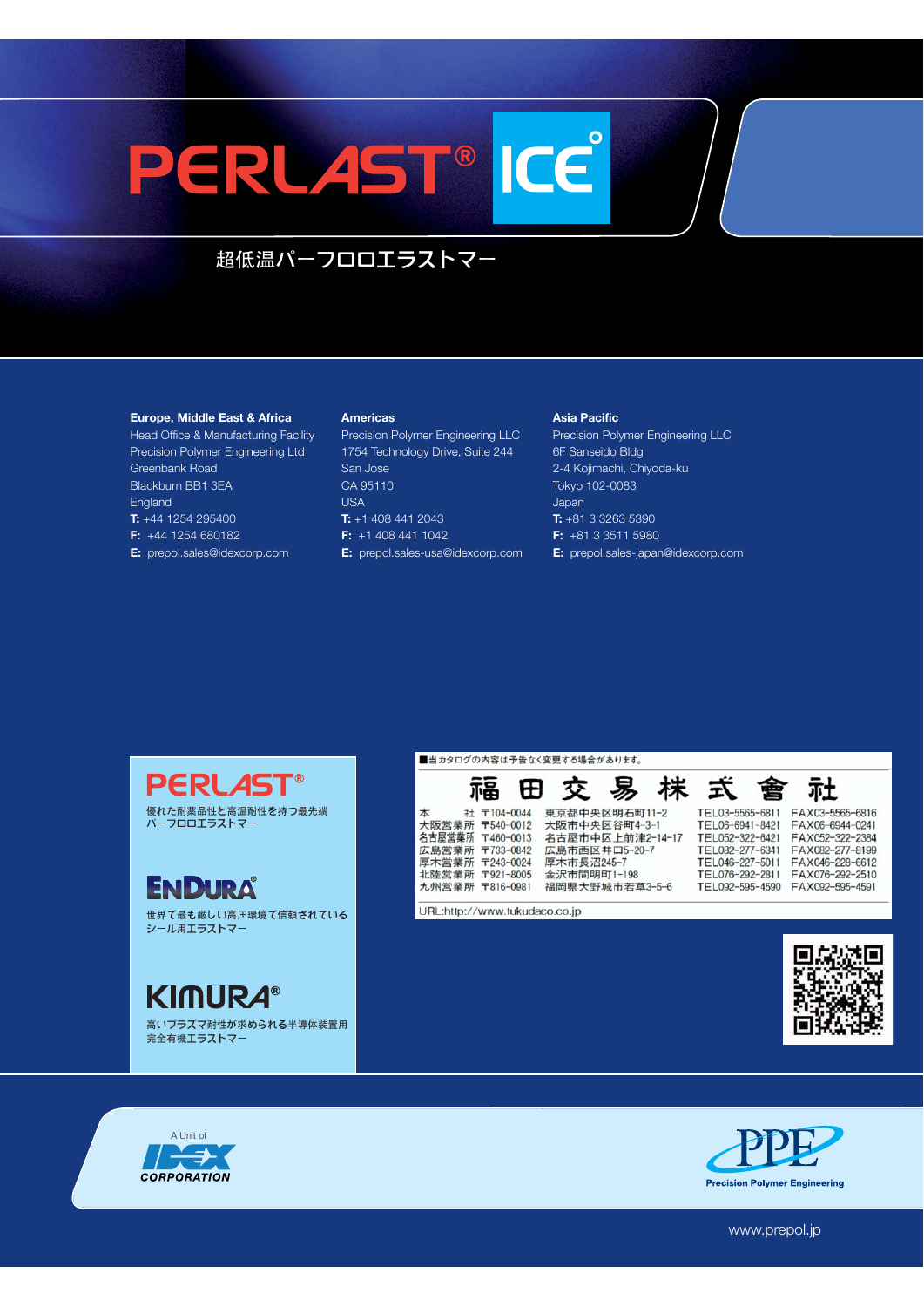# PERLAST® ICE°

超低温パーフロロエラストマー

**Europe, Middle East & Africa**
Head Office & Manufacturing Facility
Precision Polymer Engineering Ltd
Greenbank Road
Blackburn BB1 3EA
England
**T:** +44 1254 295400
**F:** +44 1254 680182
**E:** prepol.sales@idexcorp.com

**Americas**
Precision Polymer Engineering LLC
1754 Technology Drive, Suite 244
San Jose
CA 95110
USA
**T:** +1 408 441 2043
**F:** +1 408 441 1042
**E:** prepol.sales-usa@idexcorp.com

**Asia Pacific**
Precision Polymer Engineering LLC
6F Sanseido Bldg
2-4 Kojimachi, Chiyoda-ku
Tokyo 102-0083
Japan
**T:** +81 3 3263 5390
**F:** +81 3 3511 5980
**E:** prepol.sales-japan@idexcorp.com

**PERLAST®**
優れた耐薬品性と高温耐性を持つ最先端パーフロロエラストマー

**ENDURA®**
世界で最も厳しい高圧環境で信頼されているシール用エラストマー

**KIMURA®**
高いプラズマ耐性が求められる半導体装置用完全有機エラストマー

■当カタログの内容は予告なく変更する場合があります。

## 福田交易株式會社

| | | | | |
|---|---|---|---|---|
| 本社 | 〒104-0044 | 東京都中央区明石町11-2 | TEL03-5565-6811 | FAX03-5565-6816 |
| 大阪営業所 | 〒540-0012 | 大阪市中央区谷町4-3-1 | TEL06-6941-8421 | FAX06-6944-0241 |
| 名古屋営業所 | 〒460-0013 | 名古屋市中区上前津2-14-17 | TEL052-322-6421 | FAX052-322-2384 |
| 広島営業所 | 〒733-0842 | 広島市西区井口5-20-7 | TEL082-277-6341 | FAX082-277-8199 |
| 厚木営業所 | 〒243-0024 | 厚木市長沼245-7 | TEL046-227-5011 | FAX046-228-6612 |
| 北陸営業所 | 〒921-8005 | 金沢市間明町1-198 | TEL076-292-2811 | FAX076-292-2510 |
| 九州営業所 | 〒816-0981 | 福岡県大野城市若草3-5-6 | TEL092-595-4590 | FAX092-595-4591 |

URL:http://www.fukudaco.co.jp

A Unit of IDEX CORPORATION

PPE Precision Polymer Engineering

www.prepol.jp